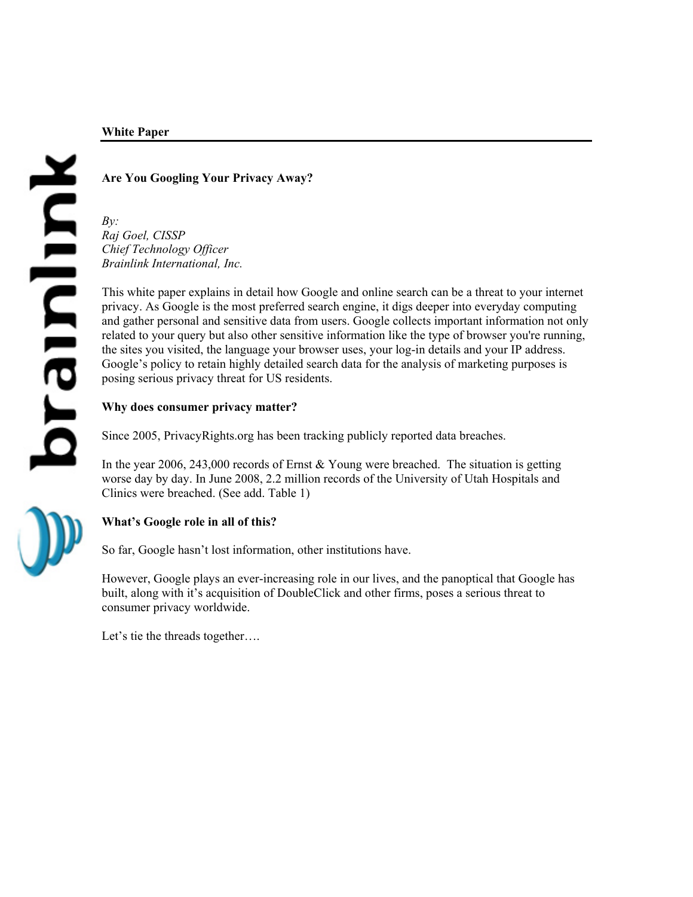**White Paper**

---

# Are You Googling Your Privacy Away?

*By:*
*Raj Goel, CISSP*
*Chief Technology Officer*
*Brainlink International, Inc.*

This white paper explains in detail how Google and online search can be a threat to your internet privacy. As Google is the most preferred search engine, it digs deeper into everyday computing and gather personal and sensitive data from users. Google collects important information not only related to your query but also other sensitive information like the type of browser you're running, the sites you visited, the language your browser uses, your log-in details and your IP address. Google's policy to retain highly detailed search data for the analysis of marketing purposes is posing serious privacy threat for US residents.

## Why does consumer privacy matter?

Since 2005, PrivacyRights.org has been tracking publicly reported data breaches.

In the year 2006, 243,000 records of Ernst & Young were breached. The situation is getting worse day by day. In June 2008, 2.2 million records of the University of Utah Hospitals and Clinics were breached. (See add. Table 1)

## What's Google role in all of this?

So far, Google hasn't lost information, other institutions have.

However, Google plays an ever-increasing role in our lives, and the panoptical that Google has built, along with it's acquisition of DoubleClick and other firms, poses a serious threat to consumer privacy worldwide.

Let's tie the threads together….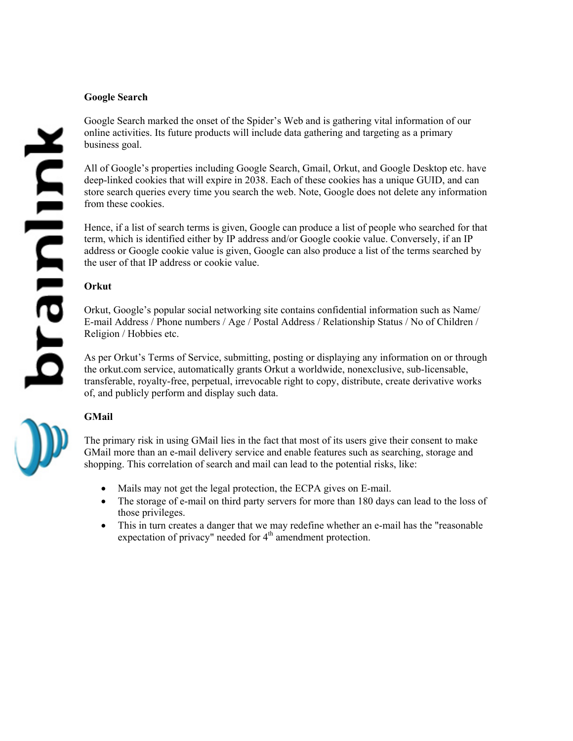**Google Search**

Google Search marked the onset of the Spider's Web and is gathering vital information of our online activities. Its future products will include data gathering and targeting as a primary business goal.

All of Google's properties including Google Search, Gmail, Orkut, and Google Desktop etc. have deep-linked cookies that will expire in 2038. Each of these cookies has a unique GUID, and can store search queries every time you search the web. Note, Google does not delete any information from these cookies.

Hence, if a list of search terms is given, Google can produce a list of people who searched for that term, which is identified either by IP address and/or Google cookie value. Conversely, if an IP address or Google cookie value is given, Google can also produce a list of the terms searched by the user of that IP address or cookie value.

**Orkut**

Orkut, Google's popular social networking site contains confidential information such as Name/ E-mail Address / Phone numbers / Age / Postal Address / Relationship Status / No of Children / Religion / Hobbies etc.

As per Orkut's Terms of Service, submitting, posting or displaying any information on or through the orkut.com service, automatically grants Orkut a worldwide, nonexclusive, sub-licensable, transferable, royalty-free, perpetual, irrevocable right to copy, distribute, create derivative works of, and publicly perform and display such data.

**GMail**

The primary risk in using GMail lies in the fact that most of its users give their consent to make GMail more than an e-mail delivery service and enable features such as searching, storage and shopping. This correlation of search and mail can lead to the potential risks, like:

- Mails may not get the legal protection, the ECPA gives on E-mail.
- The storage of e-mail on third party servers for more than 180 days can lead to the loss of those privileges.
- This in turn creates a danger that we may redefine whether an e-mail has the "reasonable expectation of privacy" needed for 4th amendment protection.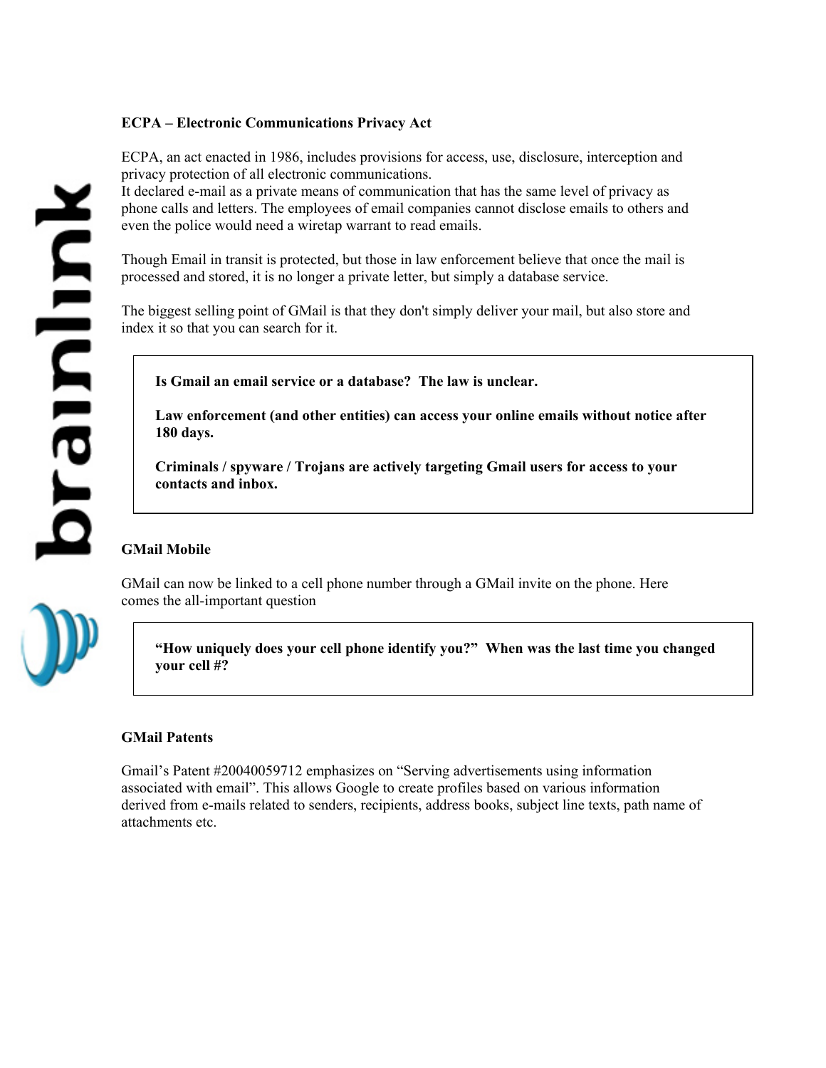## ECPA – Electronic Communications Privacy Act

ECPA, an act enacted in 1986, includes provisions for access, use, disclosure, interception and privacy protection of all electronic communications.
It declared e-mail as a private means of communication that has the same level of privacy as phone calls and letters. The employees of email companies cannot disclose emails to others and even the police would need a wiretap warrant to read emails.

Though Email in transit is protected, but those in law enforcement believe that once the mail is processed and stored, it is no longer a private letter, but simply a database service.

The biggest selling point of GMail is that they don't simply deliver your mail, but also store and index it so that you can search for it.

> **Is Gmail an email service or a database? The law is unclear.**
>
> **Law enforcement (and other entities) can access your online emails without notice after 180 days.**
>
> **Criminals / spyware / Trojans are actively targeting Gmail users for access to your contacts and inbox.**

## GMail Mobile

GMail can now be linked to a cell phone number through a GMail invite on the phone. Here comes the all-important question

> **"How uniquely does your cell phone identify you?" When was the last time you changed your cell #?**

## GMail Patents

Gmail's Patent #20040059712 emphasizes on "Serving advertisements using information associated with email". This allows Google to create profiles based on various information derived from e-mails related to senders, recipients, address books, subject line texts, path name of attachments etc.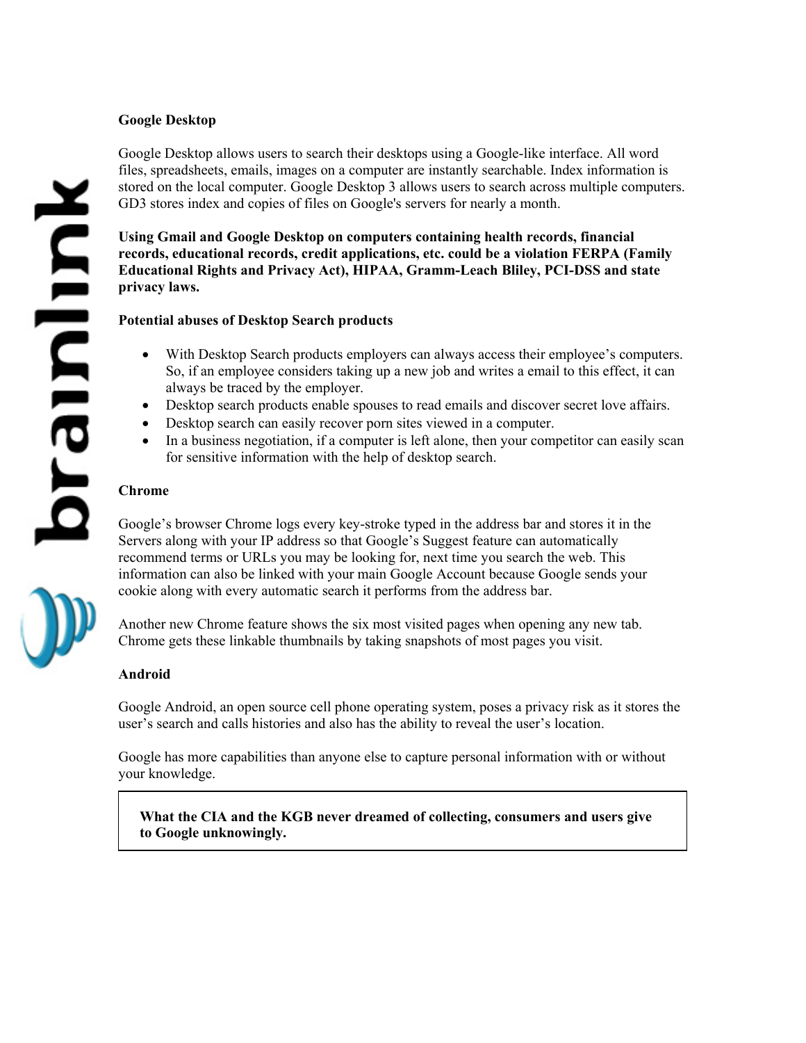**Google Desktop**

Google Desktop allows users to search their desktops using a Google-like interface. All word files, spreadsheets, emails, images on a computer are instantly searchable. Index information is stored on the local computer. Google Desktop 3 allows users to search across multiple computers. GD3 stores index and copies of files on Google's servers for nearly a month.

**Using Gmail and Google Desktop on computers containing health records, financial records, educational records, credit applications, etc. could be a violation FERPA (Family Educational Rights and Privacy Act), HIPAA, Gramm-Leach Bliley, PCI-DSS and state privacy laws.**

**Potential abuses of Desktop Search products**

- With Desktop Search products employers can always access their employee's computers. So, if an employee considers taking up a new job and writes a email to this effect, it can always be traced by the employer.
- Desktop search products enable spouses to read emails and discover secret love affairs.
- Desktop search can easily recover porn sites viewed in a computer.
- In a business negotiation, if a computer is left alone, then your competitor can easily scan for sensitive information with the help of desktop search.

**Chrome**

Google's browser Chrome logs every key-stroke typed in the address bar and stores it in the Servers along with your IP address so that Google's Suggest feature can automatically recommend terms or URLs you may be looking for, next time you search the web. This information can also be linked with your main Google Account because Google sends your cookie along with every automatic search it performs from the address bar.

Another new Chrome feature shows the six most visited pages when opening any new tab. Chrome gets these linkable thumbnails by taking snapshots of most pages you visit.

**Android**

Google Android, an open source cell phone operating system, poses a privacy risk as it stores the user's search and calls histories and also has the ability to reveal the user's location.

Google has more capabilities than anyone else to capture personal information with or without your knowledge.

**What the CIA and the KGB never dreamed of collecting, consumers and users give to Google unknowingly.**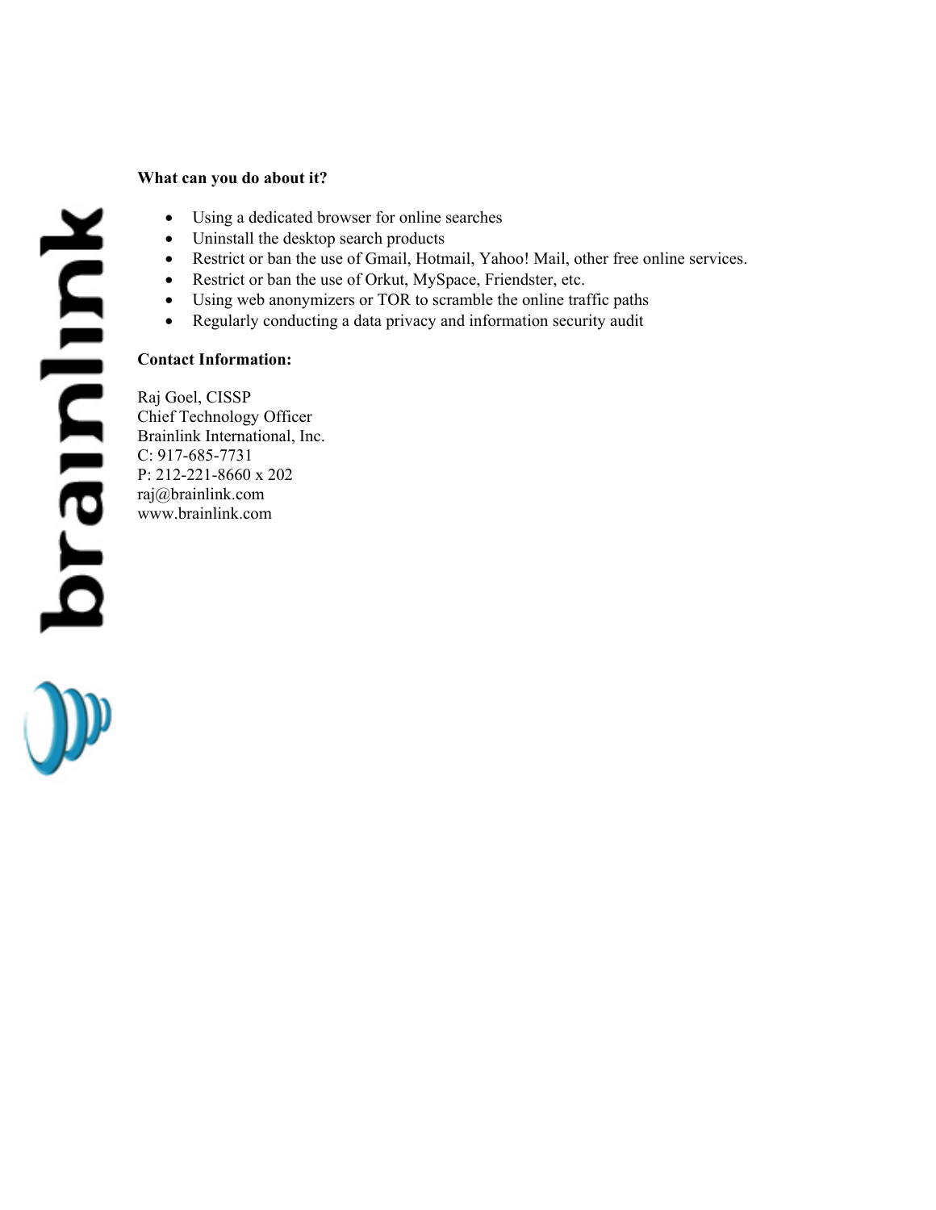**What can you do about it?**

- Using a dedicated browser for online searches
- Uninstall the desktop search products
- Restrict or ban the use of Gmail, Hotmail, Yahoo! Mail, other free online services.
- Restrict or ban the use of Orkut, MySpace, Friendster, etc.
- Using web anonymizers or TOR to scramble the online traffic paths
- Regularly conducting a data privacy and information security audit

**Contact Information:**

Raj Goel, CISSP
Chief Technology Officer
Brainlink International, Inc.
C: 917-685-7731
P: 212-221-8660 x 202
raj@brainlink.com
www.brainlink.com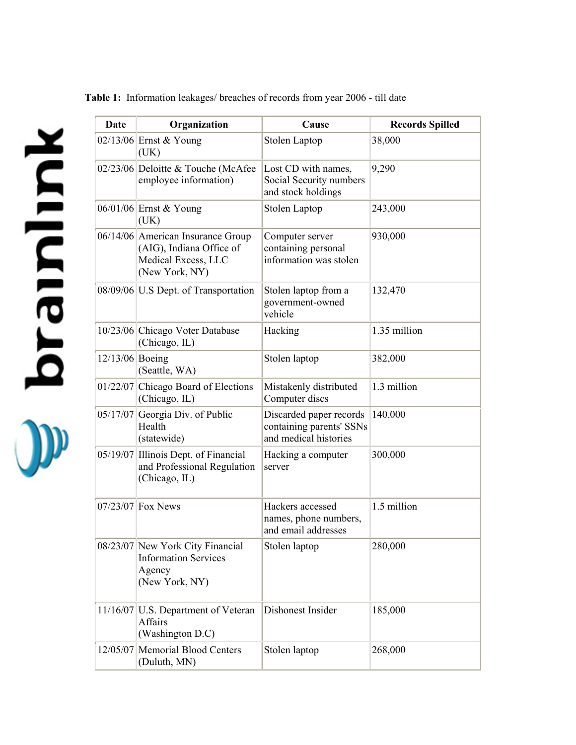**Table 1:** Information leakages/ breaches of records from year 2006 - till date

| Date | Organization | Cause | Records Spilled |
|---|---|---|---|
| 02/13/06 | Ernst & Young (UK) | Stolen Laptop | 38,000 |
| 02/23/06 | Deloitte & Touche (McAfee employee information) | Lost CD with names, Social Security numbers and stock holdings | 9,290 |
| 06/01/06 | Ernst & Young (UK) | Stolen Laptop | 243,000 |
| 06/14/06 | American Insurance Group (AIG), Indiana Office of Medical Excess, LLC (New York, NY) | Computer server containing personal information was stolen | 930,000 |
| 08/09/06 | U.S Dept. of Transportation | Stolen laptop from a government-owned vehicle | 132,470 |
| 10/23/06 | Chicago Voter Database (Chicago, IL) | Hacking | 1.35 million |
| 12/13/06 | Boeing (Seattle, WA) | Stolen laptop | 382,000 |
| 01/22/07 | Chicago Board of Elections (Chicago, IL) | Mistakenly distributed Computer discs | 1.3 million |
| 05/17/07 | Georgia Div. of Public Health (statewide) | Discarded paper records containing parents' SSNs and medical histories | 140,000 |
| 05/19/07 | Illinois Dept. of Financial and Professional Regulation (Chicago, IL) | Hacking a computer server | 300,000 |
| 07/23/07 | Fox News | Hackers accessed names, phone numbers, and email addresses | 1.5 million |
| 08/23/07 | New York City Financial Information Services Agency (New York, NY) | Stolen laptop | 280,000 |
| 11/16/07 | U.S. Department of Veteran Affairs (Washington D.C) | Dishonest Insider | 185,000 |
| 12/05/07 | Memorial Blood Centers (Duluth, MN) | Stolen laptop | 268,000 |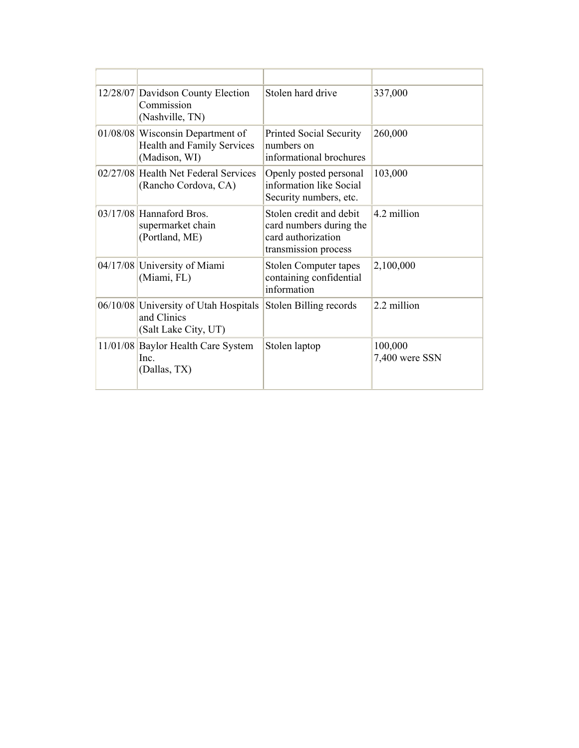| | | | |
|---|---|---|---|
| 12/28/07 | Davidson County Election Commission (Nashville, TN) | Stolen hard drive | 337,000 |
| 01/08/08 | Wisconsin Department of Health and Family Services (Madison, WI) | Printed Social Security numbers on informational brochures | 260,000 |
| 02/27/08 | Health Net Federal Services (Rancho Cordova, CA) | Openly posted personal information like Social Security numbers, etc. | 103,000 |
| 03/17/08 | Hannaford Bros. supermarket chain (Portland, ME) | Stolen credit and debit card numbers during the card authorization transmission process | 4.2 million |
| 04/17/08 | University of Miami (Miami, FL) | Stolen Computer tapes containing confidential information | 2,100,000 |
| 06/10/08 | University of Utah Hospitals and Clinics (Salt Lake City, UT) | Stolen Billing records | 2.2 million |
| 11/01/08 | Baylor Health Care System Inc. (Dallas, TX) | Stolen laptop | 100,000 7,400 were SSN |